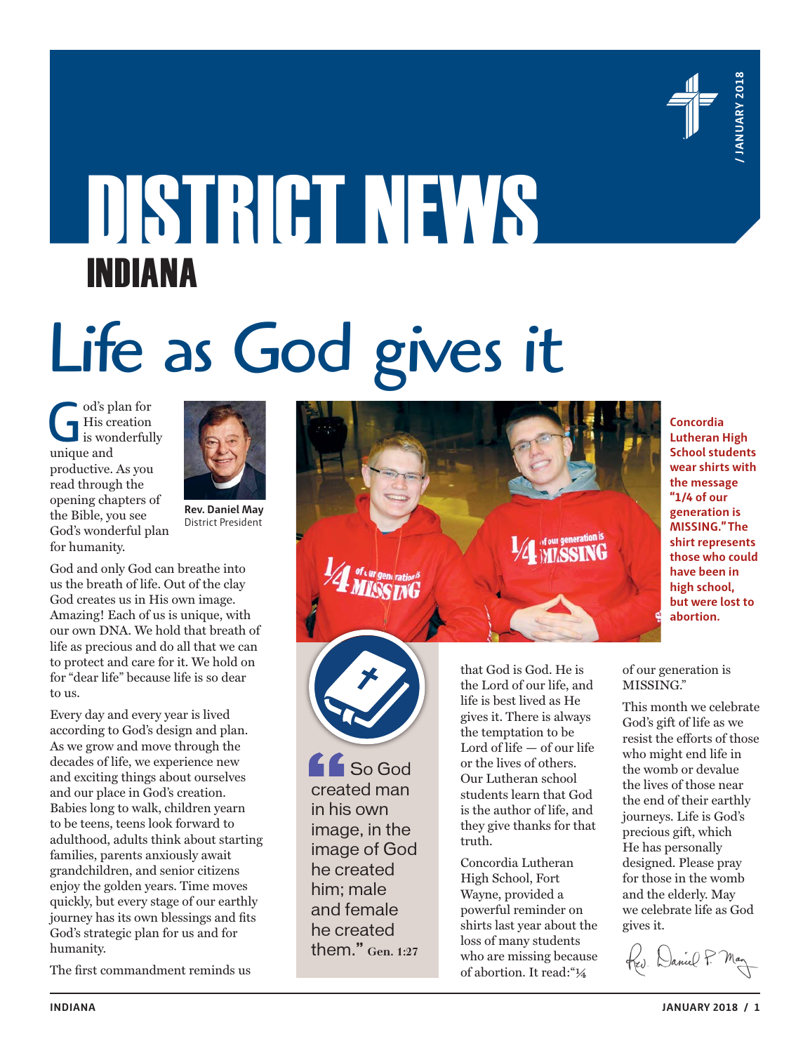# DISTRICT NEWS

## INDIANA

# Life as God gives it

**Rev. Daniel May**
District President

God's plan for His creation is wonderfully unique and productive. As you read through the opening chapters of the Bible, you see God's wonderful plan for humanity.

God and only God can breathe into us the breath of life. Out of the clay God creates us in His own image. Amazing! Each of us is unique, with our own DNA. We hold that breath of life as precious and do all that we can to protect and care for it. We hold on for "dear life" because life is so dear to us.

Every day and every year is lived according to God's design and plan. As we grow and move through the decades of life, we experience new and exciting things about ourselves and our place in God's creation. Babies long to walk, children yearn to be teens, teens look forward to adulthood, adults think about starting families, parents anxiously await grandchildren, and senior citizens enjoy the golden years. Time moves quickly, but every stage of our earthly journey has its own blessings and fits God's strategic plan for us and for humanity.

The first commandment reminds us that God is God. He is the Lord of our life, and life is best lived as He gives it. There is always the temptation to be Lord of life — of our life or the lives of others. Our Lutheran school students learn that God is the author of life, and they give thanks for that truth.

**Concordia Lutheran High School students wear shirts with the message "1/4 of our generation is MISSING." The shirt represents those who could have been in high school, but were lost to abortion.**

> "So God created man in his own image, in the image of God he created him; male and female he created them." **Gen. 1:27**

Concordia Lutheran High School, Fort Wayne, provided a powerful reminder on shirts last year about the loss of many students who are missing because of abortion. It read: "¼ of our generation is MISSING."

This month we celebrate God's gift of life as we resist the efforts of those who might end life in the womb or devalue the lives of those near the end of their earthly journeys. Life is God's precious gift, which He has personally designed. Please pray for those in the womb and the elderly. May we celebrate life as God gives it.

Rev. Daniel P. May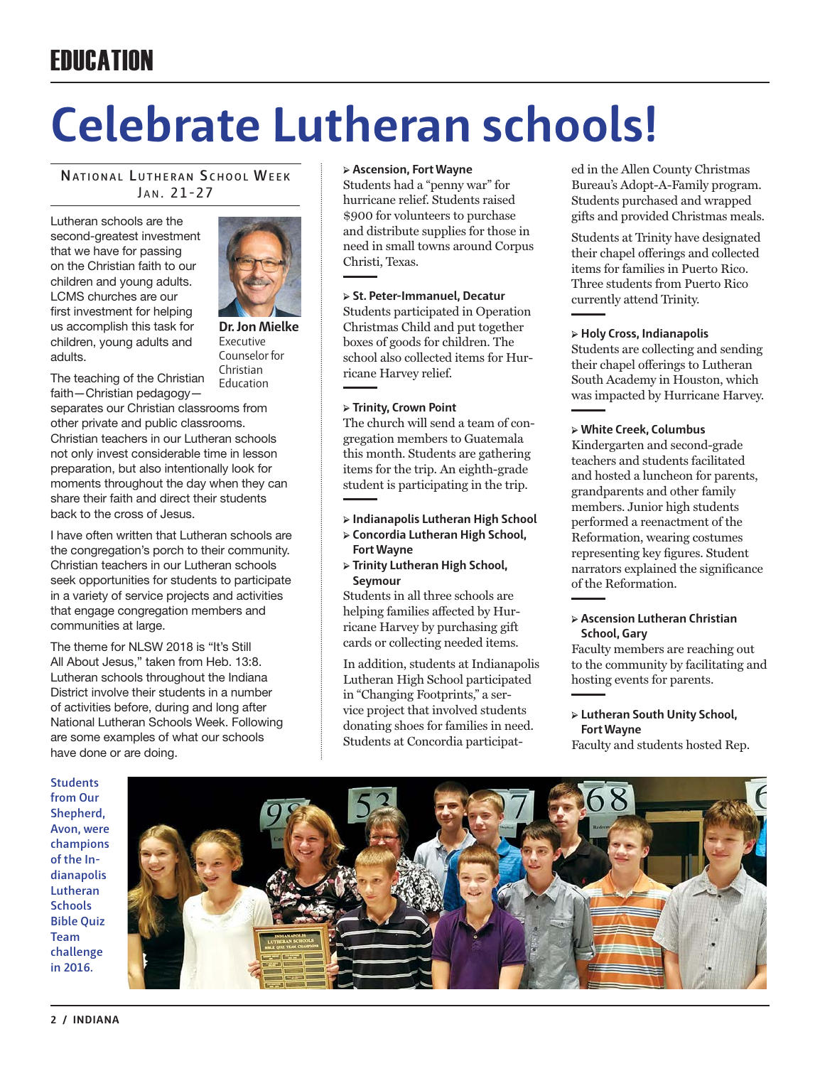# EDUCATION

# Celebrate Lutheran schools!

**National Lutheran School Week**
**Jan. 21-27**

Lutheran schools are the second-greatest investment that we have for passing on the Christian faith to our children and young adults. LCMS churches are our first investment for helping us accomplish this task for children, young adults and adults.

**Dr. Jon Mielke**
Executive Counselor for Christian Education

The teaching of the Christian faith—Christian pedagogy—separates our Christian classrooms from other private and public classrooms. Christian teachers in our Lutheran schools not only invest considerable time in lesson preparation, but also intentionally look for moments throughout the day when they can share their faith and direct their students back to the cross of Jesus.

I have often written that Lutheran schools are the congregation's porch to their community. Christian teachers in our Lutheran schools seek opportunities for students to participate in a variety of service projects and activities that engage congregation members and communities at large.

The theme for NLSW 2018 is "It's Still All About Jesus," taken from Heb. 13:8. Lutheran schools throughout the Indiana District involve their students in a number of activities before, during and long after National Lutheran Schools Week. Following are some examples of what our schools have done or are doing.

**Ascension, Fort Wayne**
Students had a "penny war" for hurricane relief. Students raised $900 for volunteers to purchase and distribute supplies for those in need in small towns around Corpus Christi, Texas.

**St. Peter-Immanuel, Decatur**
Students participated in Operation Christmas Child and put together boxes of goods for children. The school also collected items for Hurricane Harvey relief.

**Trinity, Crown Point**
The church will send a team of congregation members to Guatemala this month. Students are gathering items for the trip. An eighth-grade student is participating in the trip.

**Indianapolis Lutheran High School**
**Concordia Lutheran High School, Fort Wayne**
**Trinity Lutheran High School, Seymour**
Students in all three schools are helping families affected by Hurricane Harvey by purchasing gift cards or collecting needed items.

In addition, students at Indianapolis Lutheran High School participated in "Changing Footprints," a service project that involved students donating shoes for families in need. Students at Concordia participated in the Allen County Christmas Bureau's Adopt-A-Family program. Students purchased and wrapped gifts and provided Christmas meals.

Students at Trinity have designated their chapel offerings and collected items for families in Puerto Rico. Three students from Puerto Rico currently attend Trinity.

**Holy Cross, Indianapolis**
Students are collecting and sending their chapel offerings to Lutheran South Academy in Houston, which was impacted by Hurricane Harvey.

**White Creek, Columbus**
Kindergarten and second-grade teachers and students facilitated and hosted a luncheon for parents, grandparents and other family members. Junior high students performed a reenactment of the Reformation, wearing costumes representing key figures. Student narrators explained the significance of the Reformation.

**Ascension Lutheran Christian School, Gary**
Faculty members are reaching out to the community by facilitating and hosting events for parents.

**Lutheran South Unity School, Fort Wayne**
Faculty and students hosted Rep.

Students from Our Shepherd, Avon, were champions of the Indianapolis Lutheran Schools Bible Quiz Team challenge in 2016.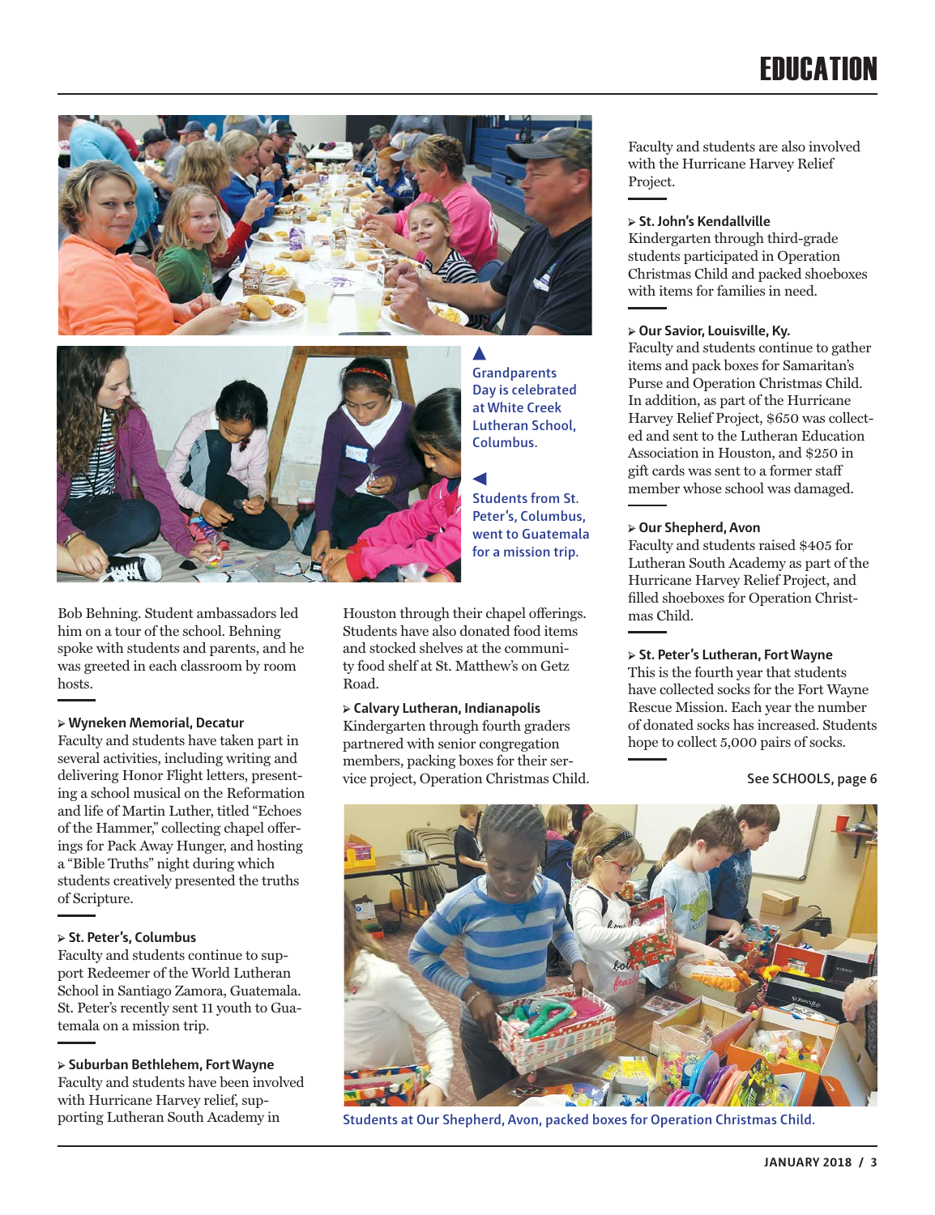▲ Grandparents Day is celebrated at White Creek Lutheran School, Columbus.

◀ Students from St. Peter's, Columbus, went to Guatemala for a mission trip.

Bob Behning. Student ambassadors led him on a tour of the school. Behning spoke with students and parents, and he was greeted in each classroom by room hosts.

### ▸ Wyneken Memorial, Decatur

Faculty and students have taken part in several activities, including writing and delivering Honor Flight letters, presenting a school musical on the Reformation and life of Martin Luther, titled "Echoes of the Hammer," collecting chapel offerings for Pack Away Hunger, and hosting a "Bible Truths" night during which students creatively presented the truths of Scripture.

### ▸ St. Peter's, Columbus

Faculty and students continue to support Redeemer of the World Lutheran School in Santiago Zamora, Guatemala. St. Peter's recently sent 11 youth to Guatemala on a mission trip.

### ▸ Suburban Bethlehem, Fort Wayne

Faculty and students have been involved with Hurricane Harvey relief, supporting Lutheran South Academy in Houston through their chapel offerings. Students have also donated food items and stocked shelves at the community food shelf at St. Matthew's on Getz Road.

### ▸ Calvary Lutheran, Indianapolis

Kindergarten through fourth graders partnered with senior congregation members, packing boxes for their service project, Operation Christmas Child.

Faculty and students are also involved with the Hurricane Harvey Relief Project.

### ▸ St. John's Kendallville

Kindergarten through third-grade students participated in Operation Christmas Child and packed shoeboxes with items for families in need.

### ▸ Our Savior, Louisville, Ky.

Faculty and students continue to gather items and pack boxes for Samaritan's Purse and Operation Christmas Child. In addition, as part of the Hurricane Harvey Relief Project, $650 was collected and sent to the Lutheran Education Association in Houston, and $250 in gift cards was sent to a former staff member whose school was damaged.

### ▸ Our Shepherd, Avon

Faculty and students raised $405 for Lutheran South Academy as part of the Hurricane Harvey Relief Project, and filled shoeboxes for Operation Christmas Child.

### ▸ St. Peter's Lutheran, Fort Wayne

This is the fourth year that students have collected socks for the Fort Wayne Rescue Mission. Each year the number of donated socks has increased. Students hope to collect 5,000 pairs of socks.

See SCHOOLS, page 6

Students at Our Shepherd, Avon, packed boxes for Operation Christmas Child.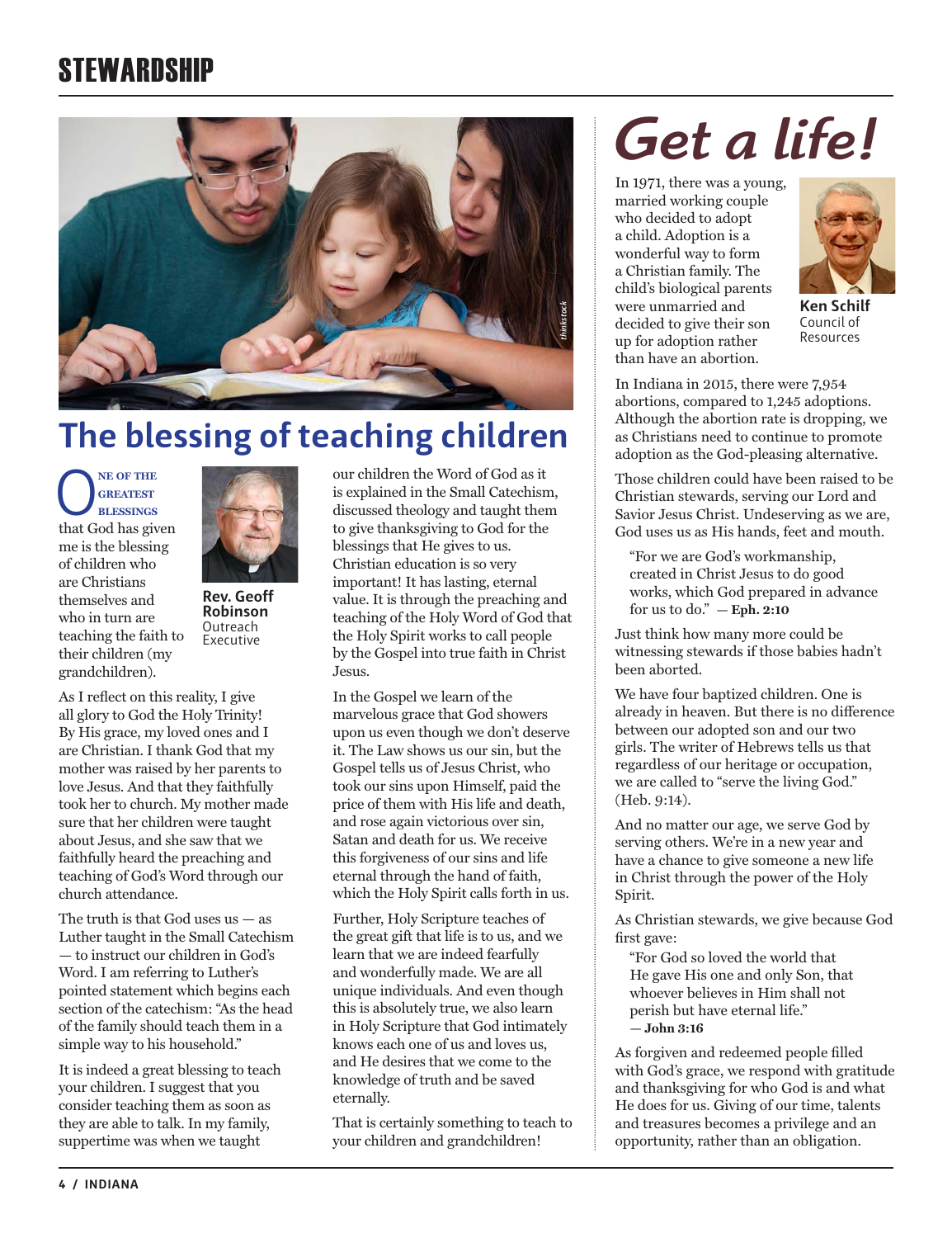# STEWARDSHIP

## The blessing of teaching children

**Rev. Geoff Robinson**
Outreach Executive

ONE OF THE GREATEST BLESSINGS that God has given me is the blessing of children who are Christians themselves and who in turn are teaching the faith to their children (my grandchildren).

As I reflect on this reality, I give all glory to God the Holy Trinity! By His grace, my loved ones and I are Christian. I thank God that my mother was raised by her parents to love Jesus. And that they faithfully took her to church. My mother made sure that her children were taught about Jesus, and she saw that we faithfully heard the preaching and teaching of God's Word through our church attendance.

The truth is that God uses us — as Luther taught in the Small Catechism — to instruct our children in God's Word. I am referring to Luther's pointed statement which begins each section of the catechism: "As the head of the family should teach them in a simple way to his household."

It is indeed a great blessing to teach your children. I suggest that you consider teaching them as soon as they are able to talk. In my family, suppertime was when we taught our children the Word of God as it is explained in the Small Catechism, discussed theology and taught them to give thanksgiving to God for the blessings that He gives to us. Christian education is so very important! It has lasting, eternal value. It is through the preaching and teaching of the Holy Word of God that the Holy Spirit works to call people by the Gospel into true faith in Christ Jesus.

In the Gospel we learn of the marvelous grace that God showers upon us even though we don't deserve it. The Law shows us our sin, but the Gospel tells us of Jesus Christ, who took our sins upon Himself, paid the price of them with His life and death, and rose again victorious over sin, Satan and death for us. We receive this forgiveness of our sins and life eternal through the hand of faith, which the Holy Spirit calls forth in us.

Further, Holy Scripture teaches of the great gift that life is to us, and we learn that we are indeed fearfully and wonderfully made. We are all unique individuals. And even though this is absolutely true, we also learn in Holy Scripture that God intimately knows each one of us and loves us, and He desires that we come to the knowledge of truth and be saved eternally.

That is certainly something to teach to your children and grandchildren!

## Get a life!

**Ken Schilf**
Council of Resources

In 1971, there was a young, married working couple who decided to adopt a child. Adoption is a wonderful way to form a Christian family. The child's biological parents were unmarried and decided to give their son up for adoption rather than have an abortion.

In Indiana in 2015, there were 7,954 abortions, compared to 1,245 adoptions. Although the abortion rate is dropping, we as Christians need to continue to promote adoption as the God-pleasing alternative.

Those children could have been raised to be Christian stewards, serving our Lord and Savior Jesus Christ. Undeserving as we are, God uses us as His hands, feet and mouth.

> "For we are God's workmanship, created in Christ Jesus to do good works, which God prepared in advance for us to do." — **Eph. 2:10**

Just think how many more could be witnessing stewards if those babies hadn't been aborted.

We have four baptized children. One is already in heaven. But there is no difference between our adopted son and our two girls. The writer of Hebrews tells us that regardless of our heritage or occupation, we are called to "serve the living God." (Heb. 9:14).

And no matter our age, we serve God by serving others. We're in a new year and have a chance to give someone a new life in Christ through the power of the Holy Spirit.

As Christian stewards, we give because God first gave:

> "For God so loved the world that He gave His one and only Son, that whoever believes in Him shall not perish but have eternal life." — **John 3:16**

As forgiven and redeemed people filled with God's grace, we respond with gratitude and thanksgiving for who God is and what He does for us. Giving of our time, talents and treasures becomes a privilege and an opportunity, rather than an obligation.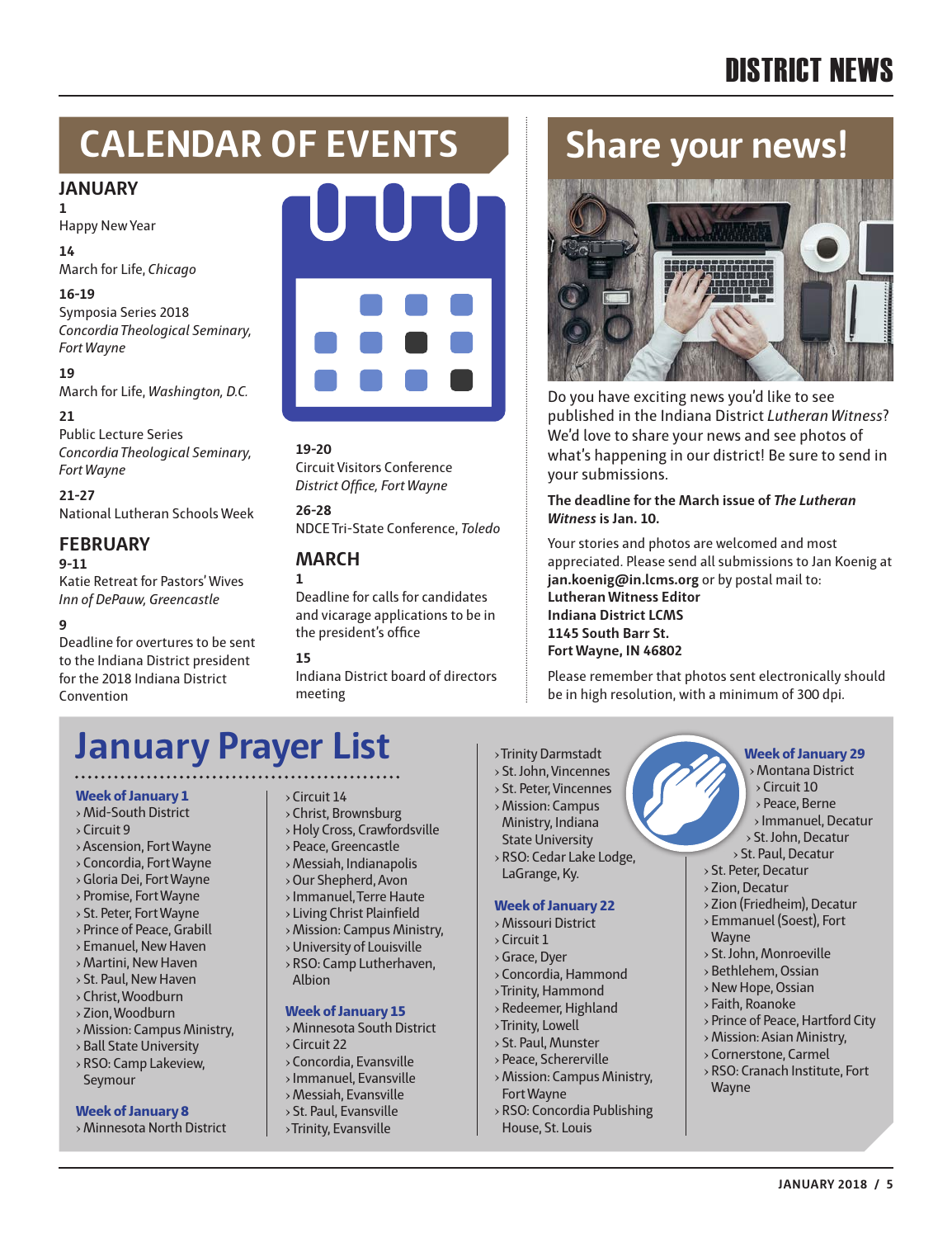# CALENDAR OF EVENTS

## JANUARY

**1**
Happy New Year

**14**
March for Life, *Chicago*

**16-19**
Symposia Series 2018
*Concordia Theological Seminary, Fort Wayne*

**19**
March for Life, *Washington, D.C.*

**21**
Public Lecture Series
*Concordia Theological Seminary, Fort Wayne*

**21-27**
National Lutheran Schools Week

## FEBRUARY

**9-11**
Katie Retreat for Pastors' Wives
*Inn of DePauw, Greencastle*

**9**
Deadline for overtures to be sent to the Indiana District president for the 2018 Indiana District Convention

**19-20**
Circuit Visitors Conference
*District Office, Fort Wayne*

**26-28**
NDCE Tri-State Conference, *Toledo*

## MARCH

**1**
Deadline for calls for candidates and vicarage applications to be in the president's office

**15**
Indiana District board of directors meeting

# Share your news!

Do you have exciting news you'd like to see published in the Indiana District *Lutheran Witness*? We'd love to share your news and see photos of what's happening in our district! Be sure to send in your submissions.

**The deadline for the March issue of *The Lutheran Witness* is Jan. 10.**

Your stories and photos are welcomed and most appreciated. Please send all submissions to Jan Koenig at **jan.koenig@in.lcms.org** or by postal mail to:
**Lutheran Witness Editor**
**Indiana District LCMS**
**1145 South Barr St.**
**Fort Wayne, IN 46802**

Please remember that photos sent electronically should be in high resolution, with a minimum of 300 dpi.

# January Prayer List

### Week of January 1

- Mid-South District
- Circuit 9
- Ascension, Fort Wayne
- Concordia, Fort Wayne
- Gloria Dei, Fort Wayne
- Promise, Fort Wayne
- St. Peter, Fort Wayne
- Prince of Peace, Grabill
- Emanuel, New Haven
- Martini, New Haven
- St. Paul, New Haven
- Christ, Woodburn
- Zion, Woodburn
- Mission: Campus Ministry, Ball State University
- RSO: Camp Lakeview, Seymour

### Week of January 8

- Minnesota North District
- Circuit 14
- Christ, Brownsburg
- Holy Cross, Crawfordsville
- Peace, Greencastle
- Messiah, Indianapolis
- Our Shepherd, Avon
- Immanuel, Terre Haute
- Living Christ Plainfield
- Mission: Campus Ministry, University of Louisville
- RSO: Camp Lutherhaven, Albion

### Week of January 15

- Minnesota South District
- Circuit 22
- Concordia, Evansville
- Immanuel, Evansville
- Messiah, Evansville
- St. Paul, Evansville
- Trinity, Evansville
- Trinity Darmstadt
- St. John, Vincennes
- St. Peter, Vincennes
- Mission: Campus Ministry, Indiana State University
- RSO: Cedar Lake Lodge, LaGrange, Ky.

### Week of January 22

- Missouri District
- Circuit 1
- Grace, Dyer
- Concordia, Hammond
- Trinity, Hammond
- Redeemer, Highland
- Trinity, Lowell
- St. Paul, Munster
- Peace, Schererville
- Mission: Campus Ministry, Fort Wayne
- RSO: Concordia Publishing House, St. Louis

### Week of January 29

- Montana District
- Circuit 10
- Peace, Berne
- Immanuel, Decatur
- St. John, Decatur
- St. Paul, Decatur
- St. Peter, Decatur
- Zion, Decatur
- Zion (Friedheim), Decatur
- Emmanuel (Soest), Fort Wayne
- St. John, Monroeville
- Bethlehem, Ossian
- New Hope, Ossian
- Faith, Roanoke
- Prince of Peace, Hartford City
- Mission: Asian Ministry,
- Cornerstone, Carmel
- RSO: Cranach Institute, Fort Wayne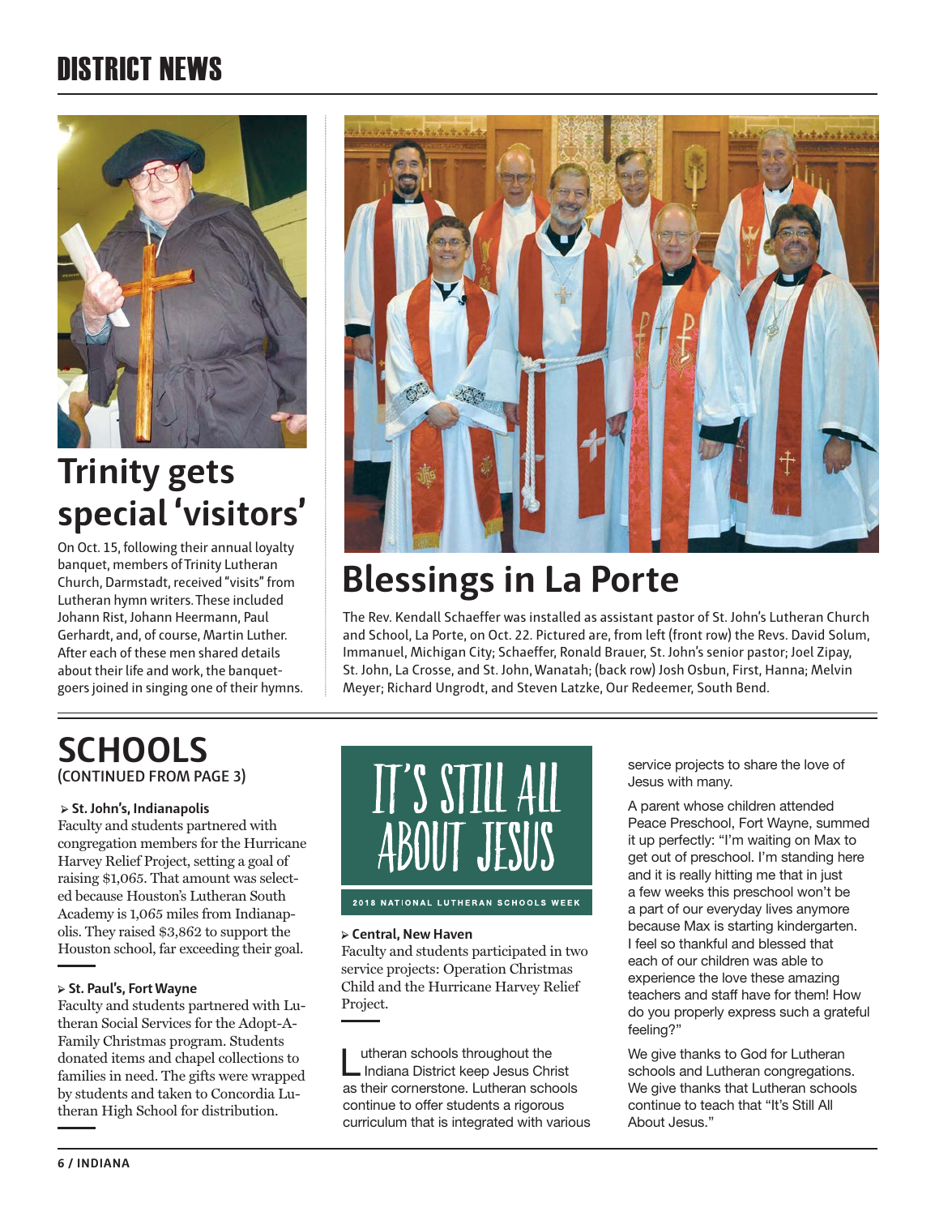# DISTRICT NEWS

## Trinity gets special 'visitors'

On Oct. 15, following their annual loyalty banquet, members of Trinity Lutheran Church, Darmstadt, received "visits" from Lutheran hymn writers. These included Johann Rist, Johann Heermann, Paul Gerhardt, and, of course, Martin Luther. After each of these men shared details about their life and work, the banquet-goers joined in singing one of their hymns.

## Blessings in La Porte

The Rev. Kendall Schaeffer was installed as assistant pastor of St. John's Lutheran Church and School, La Porte, on Oct. 22. Pictured are, from left (front row) the Revs. David Solum, Immanuel, Michigan City; Schaeffer, Ronald Brauer, St. John's senior pastor; Joel Zipay, St. John, La Crosse, and St. John, Wanatah; (back row) Josh Osbun, First, Hanna; Melvin Meyer; Richard Ungrodt, and Steven Latzke, Our Redeemer, South Bend.

## SCHOOLS
(CONTINUED FROM PAGE 3)

**St. John's, Indianapolis**
Faculty and students partnered with congregation members for the Hurricane Harvey Relief Project, setting a goal of raising $1,065. That amount was selected because Houston's Lutheran South Academy is 1,065 miles from Indianapolis. They raised $3,862 to support the Houston school, far exceeding their goal.

**St. Paul's, Fort Wayne**
Faculty and students partnered with Lutheran Social Services for the Adopt-A-Family Christmas program. Students donated items and chapel collections to families in need. The gifts were wrapped by students and taken to Concordia Lutheran High School for distribution.

IT'S STILL ALL ABOUT JESUS

2018 NATIONAL LUTHERAN SCHOOLS WEEK

**Central, New Haven**
Faculty and students participated in two service projects: Operation Christmas Child and the Hurricane Harvey Relief Project.

Lutheran schools throughout the Indiana District keep Jesus Christ as their cornerstone. Lutheran schools continue to offer students a rigorous curriculum that is integrated with various service projects to share the love of Jesus with many.

A parent whose children attended Peace Preschool, Fort Wayne, summed it up perfectly: "I'm waiting on Max to get out of preschool. I'm standing here and it is really hitting me that in just a few weeks this preschool won't be a part of our everyday lives anymore because Max is starting kindergarten. I feel so thankful and blessed that each of our children was able to experience the love these amazing teachers and staff have for them! How do you properly express such a grateful feeling?"

We give thanks to God for Lutheran schools and Lutheran congregations. We give thanks that Lutheran schools continue to teach that "It's Still All About Jesus."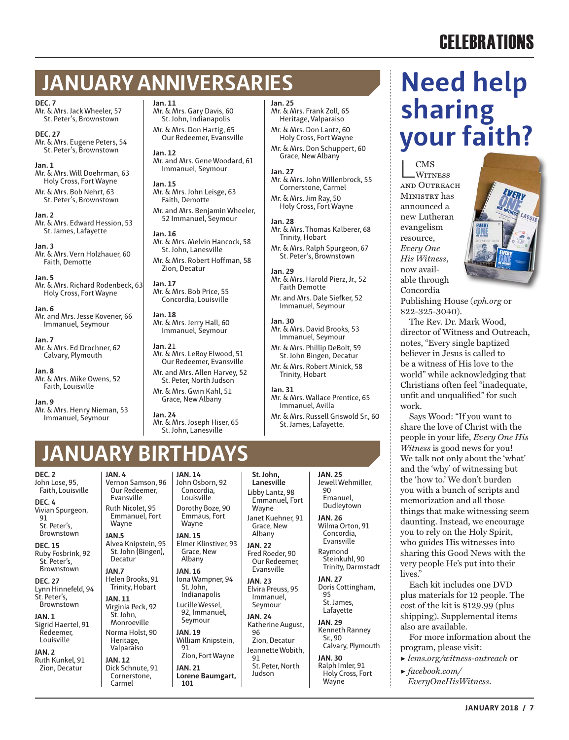# CELEBRATIONS

## JANUARY ANNIVERSARIES

**DEC. 7**
Mr. & Mrs. Jack Wheeler, 57
St. Peter's, Brownstown

**DEC. 27**
Mr. & Mrs. Eugene Peters, 54
St. Peter's, Brownstown

**Jan. 1**
Mr. & Mrs. Will Doehrman, 63
Holy Cross, Fort Wayne

Mr. & Mrs. Bob Nehrt, 63
St. Peter's, Brownstown

**Jan. 2**
Mr. & Mrs. Edward Hession, 53
St. James, Lafayette

**Jan. 3**
Mr. & Mrs. Vern Holzhauer, 60
Faith, Demotte

**Jan. 5**
Mr. & Mrs. Richard Rodenbeck, 63
Holy Cross, Fort Wayne

**Jan. 6**
Mr. and Mrs. Jesse Kovener, 66
Immanuel, Seymour

**Jan. 7**
Mr. & Mrs. Ed Drochner, 62
Calvary, Plymouth

**Jan. 8**
Mr. & Mrs. Mike Owens, 52
Faith, Louisville

**Jan. 9**
Mr. & Mrs. Henry Nieman, 53
Immanuel, Seymour

**Jan. 11**
Mr. & Mrs. Gary Davis, 60
St. John, Indianapolis

Mr. & Mrs. Don Hartig, 65
Our Redeemer, Evansville

**Jan. 12**
Mr. and Mrs. Gene Woodard, 61
Immanuel, Seymour

**Jan. 15**
Mr. & Mrs. John Leisge, 63
Faith, Demotte

Mr. and Mrs. Benjamin Wheeler, 52 Immanuel, Seymour

**Jan. 16**
Mr. & Mrs. Melvin Hancock, 58
St. John, Lanesville

Mr. & Mrs. Robert Hoffman, 58
Zion, Decatur

**Jan. 17**
Mr. & Mrs. Bob Price, 55
Concordia, Louisville

**Jan. 18**
Mr. & Mrs. Jerry Hall, 60
Immanuel, Seymour

**Jan. 21**
Mr. & Mrs. LeRoy Elwood, 51
Our Redeemer, Evansville

Mr. and Mrs. Allen Harvey, 52
St. Peter, North Judson

Mr. & Mrs. Gwin Kahl, 51
Grace, New Albany

**Jan. 24**
Mr. & Mrs. Joseph Hiser, 65
St. John, Lanesville

**Jan. 25**
Mr. & Mrs. Frank Zoll, 65
Heritage, Valparaiso

Mr. & Mrs. Don Lantz, 60
Holy Cross, Fort Wayne

Mr. & Mrs. Don Schuppert, 60
Grace, New Albany

**Jan. 27**
Mr. & Mrs. John Willenbrock, 55
Cornerstone, Carmel

Mr. & Mrs. Jim Ray, 50
Holy Cross, Fort Wayne

**Jan. 28**
Mr. & Mrs. Thomas Kalberer, 68
Trinity, Hobart

Mr. & Mrs. Ralph Spurgeon, 67
St. Peter's, Brownstown

**Jan. 29**
Mr. & Mrs. Harold Pierz, Jr., 52
Faith Demotte

Mr. and Mrs. Dale Siefker, 52
Immanuel, Seymour

**Jan. 30**
Mr. & Mrs. David Brooks, 53
Immanuel, Seymour

Mr. & Mrs. Phillip DeBolt, 59
St. John Bingen, Decatur

Mr. & Mrs. Robert Minick, 58
Trinity, Hobart

**Jan. 31**
Mr. & Mrs. Wallace Prentice, 65
Immanuel, Avilla

Mr. & Mrs. Russell Griswold Sr., 60
St. James, Lafayette.

## JANUARY BIRTHDAYS

**DEC. 2**
John Lose, 95,
Faith, Louisville

**DEC. 4**
Vivian Spurgeon, 91
St. Peter's, Brownstown

**DEC. 15**
Ruby Fosbrink, 92
St. Peter's, Brownstown

**DEC. 27**
Lynn Hinnefeld, 94
St. Peter's, Brownstown

**JAN. 1**
Sigrid Haertel, 91
Redeemer, Louisville

**JAN. 2**
Ruth Kunkel, 91
Zion, Decatur

**JAN. 4**
Vernon Samson, 96
Our Redeemer, Evansville

Ruth Nicolet, 95
Emmanuel, Fort Wayne

**JAN.5**
Alvea Knipstein, 95
St. John (Bingen), Decatur

**JAN.7**
Helen Brooks, 91
Trinity, Hobart

**JAN. 11**
Virginia Peck, 92
St. John, Monroeville

Norma Holst, 90
Heritage, Valparaiso

**JAN. 12**
Dick Schnute, 91
Cornerstone, Carmel

**JAN. 14**
John Osborn, 92
Concordia, Louisville

Dorothy Boze, 90
Emmaus, Fort Wayne

**JAN. 15**
Elmer Klinstiver, 93
Grace, New Albany

**JAN. 16**
Iona Wampner, 94
St. John, Indianapolis

Lucille Wessel, 92, Immanuel, Seymour

**JAN. 19**
William Knipstein, 91
Zion, Fort Wayne

**JAN. 21**
**Lorene Baumgart, 101**
**St. John, Lanesville**

Libby Lantz, 98
Emmanuel, Fort Wayne

Janet Kuehner, 91
Grace, New Albany

**JAN. 22**
Fred Roeder, 90
Our Redeemer, Evansville

**JAN. 23**
Elvira Preuss, 95
Immanuel, Seymour

**JAN. 24**
Katherine August, 96
Zion, Decatur

Jeannette Wobith, 91
St. Peter, North Judson

**JAN. 25**
Jewell Wehmiller, 90
Emanuel, Dudleytown

**JAN. 26**
Wilma Orton, 91
Concordia, Evansville

Raymond Steinkuhl, 90
Trinity, Darmstadt

**JAN. 27**
Doris Cottingham, 95
St. James, Lafayette

**JAN. 29**
Kenneth Ranney Sr., 90
Calvary, Plymouth

**JAN. 30**
Ralph Imler, 91
Holy Cross, Fort Wayne

# Need help sharing your faith?

LCMS Witness and Outreach Ministry has announced a new Lutheran evangelism resource, *Every One His Witness*, now available through Concordia Publishing House (*cph.org* or 822-325-3040).

The Rev. Dr. Mark Wood, director of Witness and Outreach, notes, "Every single baptized believer in Jesus is called to be a witness of His love to the world" while acknowledging that Christians often feel "inadequate, unfit and unqualified" for such work.

Says Wood: "If you want to share the love of Christ with the people in your life, *Every One His Witness* is good news for you! We talk not only about the 'what' and the 'why' of witnessing but the 'how to.' We don't burden you with a bunch of scripts and memorization and all those things that make witnessing seem daunting. Instead, we encourage you to rely on the Holy Spirit, who guides His witnesses into sharing this Good News with the very people He's put into their lives."

Each kit includes one DVD plus materials for 12 people. The cost of the kit is $129.99 (plus shipping). Supplemental items also are available.

For more information about the program, please visit:

- *lcms.org/witness-outreach* or
- *facebook.com/EveryOneHisWitness*.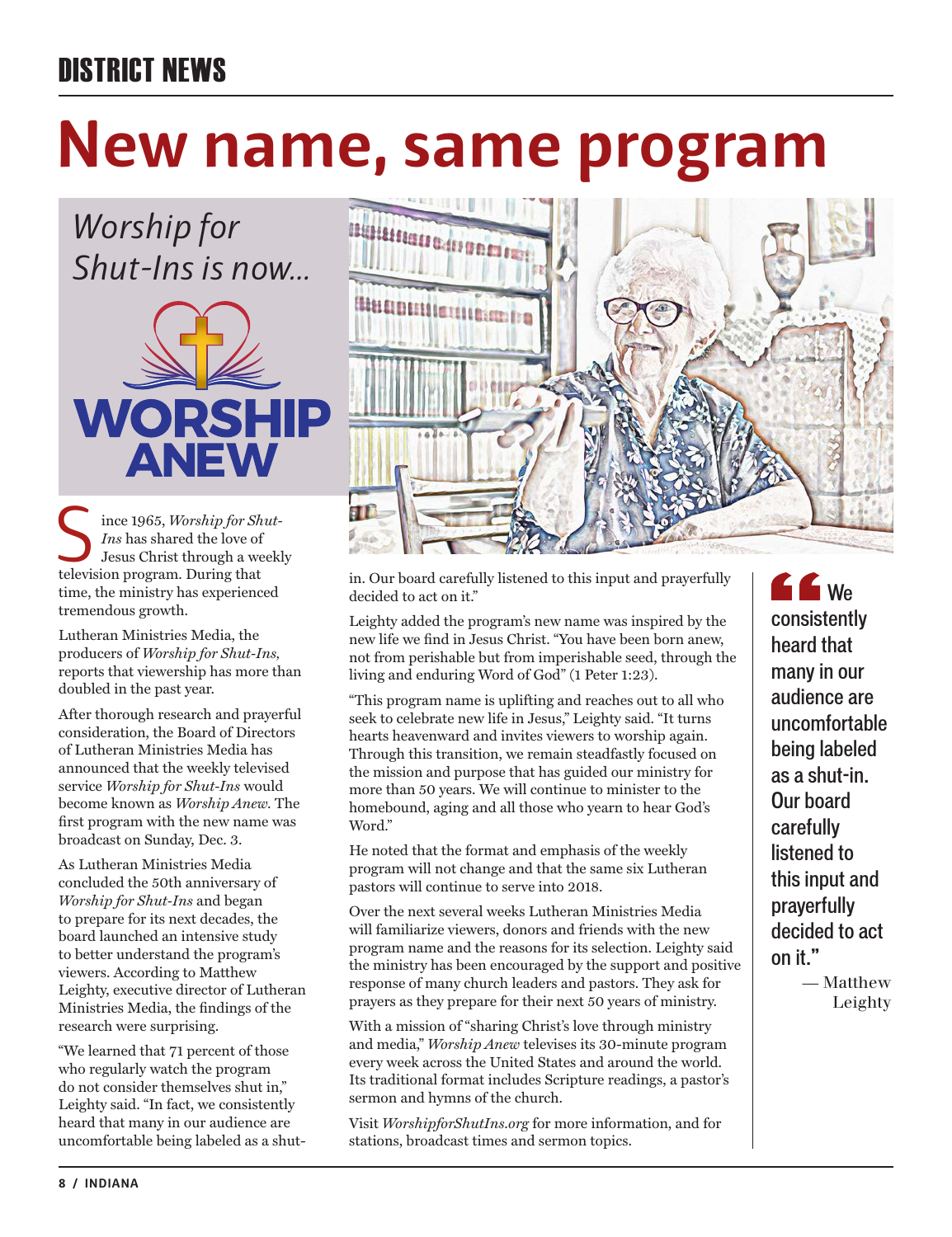DISTRICT NEWS

# New name, same program

*Worship for Shut-Ins is now...*

WORSHIP ANEW

Since 1965, *Worship for Shut-Ins* has shared the love of Jesus Christ through a weekly television program. During that time, the ministry has experienced tremendous growth.

Lutheran Ministries Media, the producers of *Worship for Shut-Ins*, reports that viewership has more than doubled in the past year.

After thorough research and prayerful consideration, the Board of Directors of Lutheran Ministries Media has announced that the weekly televised service *Worship for Shut-Ins* would become known as *Worship Anew*. The first program with the new name was broadcast on Sunday, Dec. 3.

As Lutheran Ministries Media concluded the 50th anniversary of *Worship for Shut-Ins* and began to prepare for its next decades, the board launched an intensive study to better understand the program's viewers. According to Matthew Leighty, executive director of Lutheran Ministries Media, the findings of the research were surprising.

"We learned that 71 percent of those who regularly watch the program do not consider themselves shut in," Leighty said. "In fact, we consistently heard that many in our audience are uncomfortable being labeled as a shut-in. Our board carefully listened to this input and prayerfully decided to act on it."

Leighty added the program's new name was inspired by the new life we find in Jesus Christ. "You have been born anew, not from perishable but from imperishable seed, through the living and enduring Word of God" (1 Peter 1:23).

"This program name is uplifting and reaches out to all who seek to celebrate new life in Jesus," Leighty said. "It turns hearts heavenward and invites viewers to worship again. Through this transition, we remain steadfastly focused on the mission and purpose that has guided our ministry for more than 50 years. We will continue to minister to the homebound, aging and all those who yearn to hear God's Word."

He noted that the format and emphasis of the weekly program will not change and that the same six Lutheran pastors will continue to serve into 2018.

Over the next several weeks Lutheran Ministries Media will familiarize viewers, donors and friends with the new program name and the reasons for its selection. Leighty said the ministry has been encouraged by the support and positive response of many church leaders and pastors. They ask for prayers as they prepare for their next 50 years of ministry.

With a mission of "sharing Christ's love through ministry and media," *Worship Anew* televises its 30-minute program every week across the United States and around the world. Its traditional format includes Scripture readings, a pastor's sermon and hymns of the church.

Visit *WorshipforShutIns.org* for more information, and for stations, broadcast times and sermon topics.

> "We consistently heard that many in our audience are uncomfortable being labeled as a shut-in. Our board carefully listened to this input and prayerfully decided to act on it."
>
> — Matthew Leighty